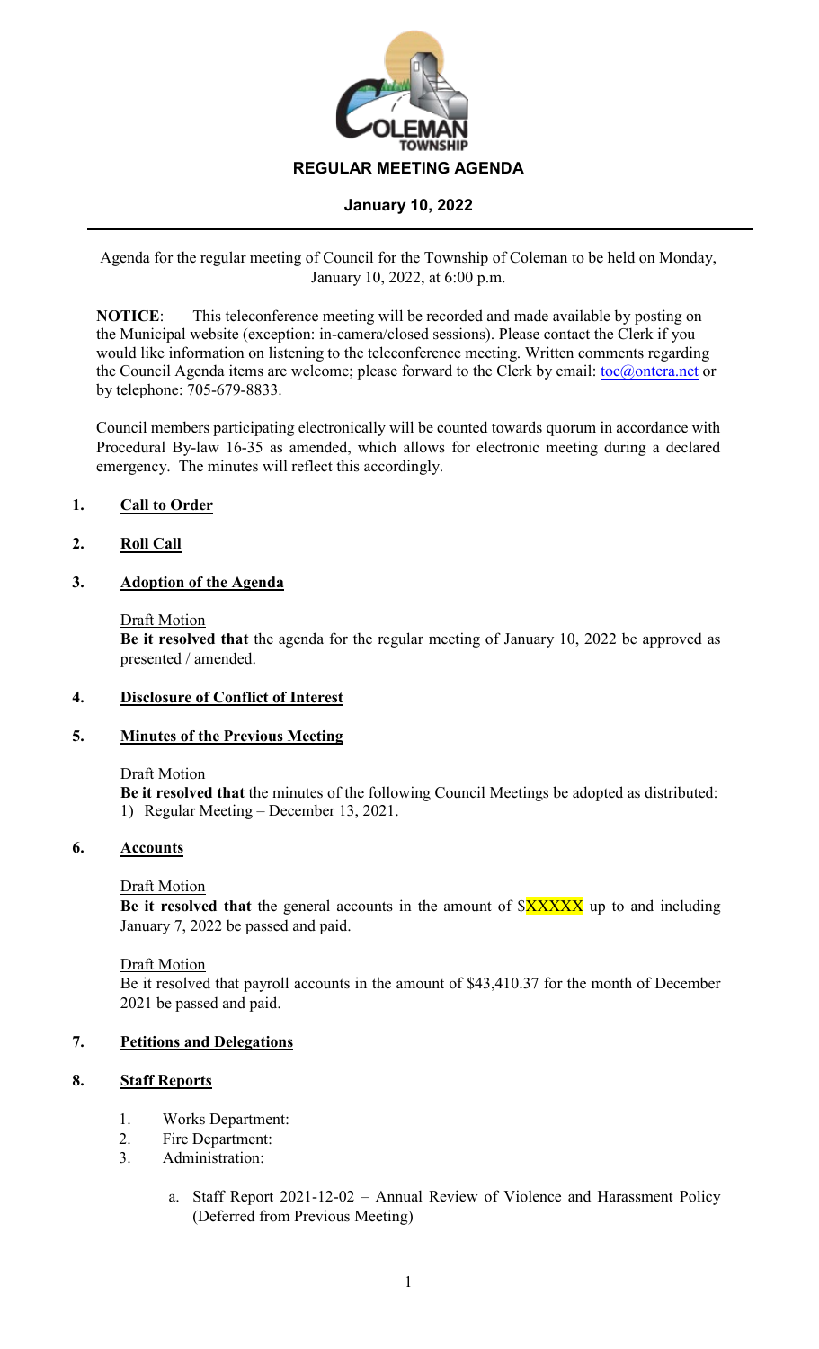COLEMAN TOWNSHIP

# REGULAR MEETING AGENDA

## January 10, 2022

Agenda for the regular meeting of Council for the Township of Coleman to be held on Monday, January 10, 2022, at 6:00 p.m.

**NOTICE**: This teleconference meeting will be recorded and made available by posting on the Municipal website (exception: in-camera/closed sessions). Please contact the Clerk if you would like information on listening to the teleconference meeting. Written comments regarding the Council Agenda items are welcome; please forward to the Clerk by email: toc@ontera.net or by telephone: 705-679-8833.

Council members participating electronically will be counted towards quorum in accordance with Procedural By-law 16-35 as amended, which allows for electronic meeting during a declared emergency. The minutes will reflect this accordingly.

### 1. Call to Order

### 2. Roll Call

### 3. Adoption of the Agenda

Draft Motion
**Be it resolved that** the agenda for the regular meeting of January 10, 2022 be approved as presented / amended.

### 4. Disclosure of Conflict of Interest

### 5. Minutes of the Previous Meeting

Draft Motion
**Be it resolved that** the minutes of the following Council Meetings be adopted as distributed:
1) Regular Meeting – December 13, 2021.

### 6. Accounts

Draft Motion
**Be it resolved that** the general accounts in the amount of $XXXXX up to and including January 7, 2022 be passed and paid.

Draft Motion
Be it resolved that payroll accounts in the amount of $43,410.37 for the month of December 2021 be passed and paid.

### 7. Petitions and Delegations

### 8. Staff Reports

1. Works Department:
2. Fire Department:
3. Administration:

    a. Staff Report 2021-12-02 – Annual Review of Violence and Harassment Policy (Deferred from Previous Meeting)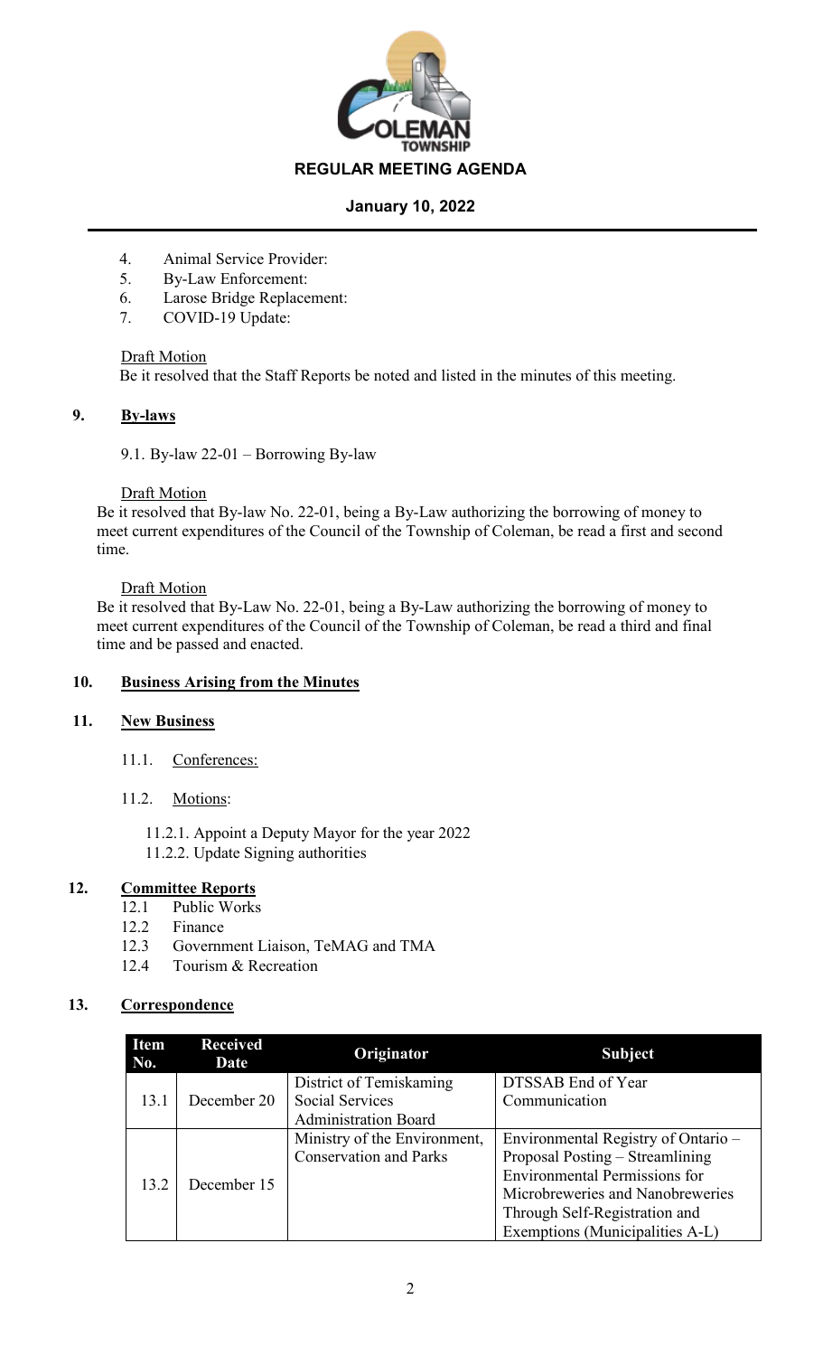4. Animal Service Provider:
5. By-Law Enforcement:
6. Larose Bridge Replacement:
7. COVID-19 Update:

Draft Motion
Be it resolved that the Staff Reports be noted and listed in the minutes of this meeting.

## 9. By-laws

9.1. By-law 22-01 – Borrowing By-law

Draft Motion
Be it resolved that By-law No. 22-01, being a By-Law authorizing the borrowing of money to meet current expenditures of the Council of the Township of Coleman, be read a first and second time.

Draft Motion
Be it resolved that By-Law No. 22-01, being a By-Law authorizing the borrowing of money to meet current expenditures of the Council of the Township of Coleman, be read a third and final time and be passed and enacted.

## 10. Business Arising from the Minutes

## 11. New Business

11.1. Conferences:

11.2. Motions:

11.2.1. Appoint a Deputy Mayor for the year 2022
11.2.2. Update Signing authorities

## 12. Committee Reports

12.1 Public Works
12.2 Finance
12.3 Government Liaison, TeMAG and TMA
12.4 Tourism & Recreation

## 13. Correspondence

| Item No. | Received Date | Originator | Subject |
|---|---|---|---|
| 13.1 | December 20 | District of Temiskaming Social Services Administration Board | DTSSAB End of Year Communication |
| 13.2 | December 15 | Ministry of the Environment, Conservation and Parks | Environmental Registry of Ontario – Proposal Posting – Streamlining Environmental Permissions for Microbreweries and Nanobreweries Through Self-Registration and Exemptions (Municipalities A-L) |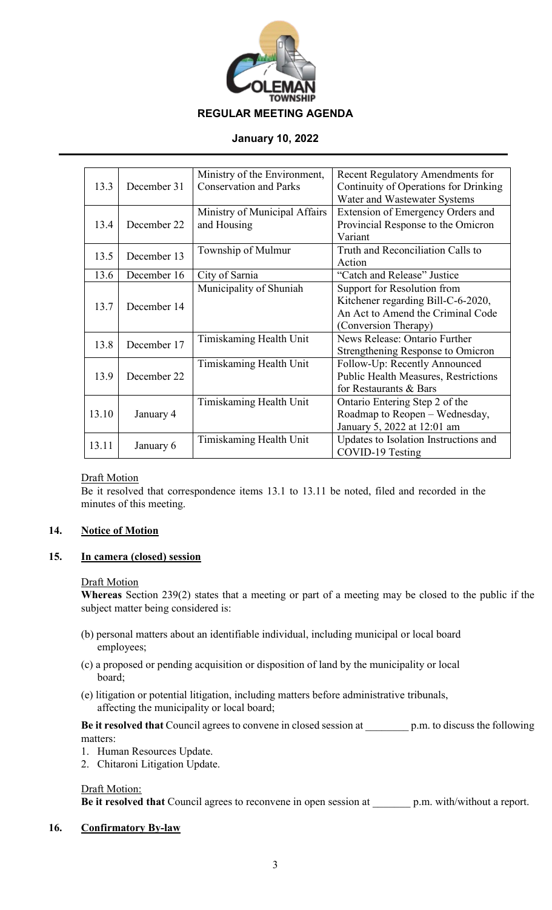| 13.3 | December 31 | Ministry of the Environment, Conservation and Parks | Recent Regulatory Amendments for Continuity of Operations for Drinking Water and Wastewater Systems |
|---|---|---|---|
| 13.4 | December 22 | Ministry of Municipal Affairs and Housing | Extension of Emergency Orders and Provincial Response to the Omicron Variant |
| 13.5 | December 13 | Township of Mulmur | Truth and Reconciliation Calls to Action |
| 13.6 | December 16 | City of Sarnia | "Catch and Release" Justice |
| 13.7 | December 14 | Municipality of Shuniah | Support for Resolution from Kitchener regarding Bill-C-6-2020, An Act to Amend the Criminal Code (Conversion Therapy) |
| 13.8 | December 17 | Timiskaming Health Unit | News Release: Ontario Further Strengthening Response to Omicron |
| 13.9 | December 22 | Timiskaming Health Unit | Follow-Up: Recently Announced Public Health Measures, Restrictions for Restaurants & Bars |
| 13.10 | January 4 | Timiskaming Health Unit | Ontario Entering Step 2 of the Roadmap to Reopen – Wednesday, January 5, 2022 at 12:01 am |
| 13.11 | January 6 | Timiskaming Health Unit | Updates to Isolation Instructions and COVID-19 Testing |

Draft Motion

Be it resolved that correspondence items 13.1 to 13.11 be noted, filed and recorded in the minutes of this meeting.

## 14. Notice of Motion

## 15. In camera (closed) session

Draft Motion

**Whereas** Section 239(2) states that a meeting or part of a meeting may be closed to the public if the subject matter being considered is:

(b) personal matters about an identifiable individual, including municipal or local board employees;

(c) a proposed or pending acquisition or disposition of land by the municipality or local board;

(e) litigation or potential litigation, including matters before administrative tribunals, affecting the municipality or local board;

**Be it resolved that** Council agrees to convene in closed session at ________ p.m. to discuss the following matters:

1. Human Resources Update.
2. Chitaroni Litigation Update.

Draft Motion:

**Be it resolved that** Council agrees to reconvene in open session at _______ p.m. with/without a report.

## 16. Confirmatory By-law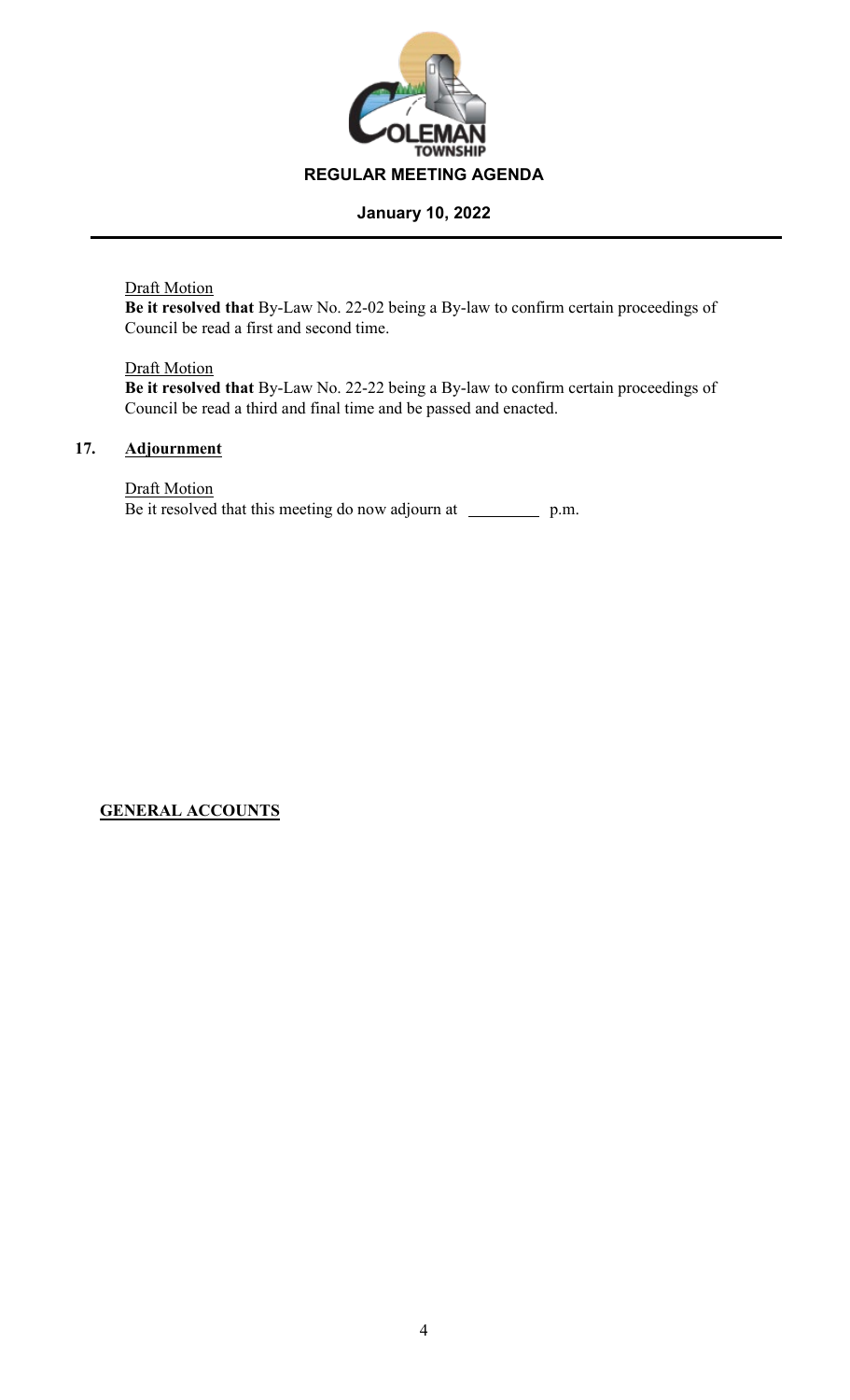Draft Motion

**Be it resolved that** By-Law No. 22-02 being a By-law to confirm certain proceedings of Council be read a first and second time.

Draft Motion

**Be it resolved that** By-Law No. 22-22 being a By-law to confirm certain proceedings of Council be read a third and final time and be passed and enacted.

## 17. Adjournment

Draft Motion

Be it resolved that this meeting do now adjourn at ________ p.m.

**GENERAL ACCOUNTS**